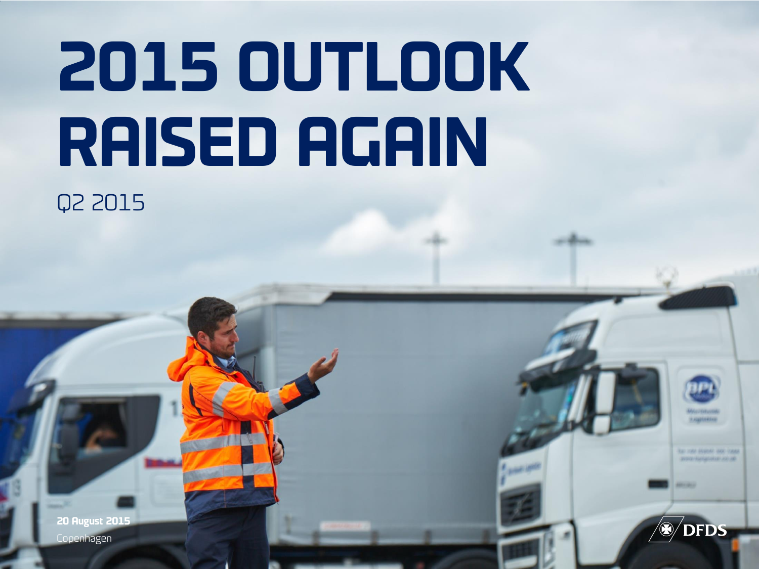# 2015 OUTLOOK RAISED AGAIN

Q2 2015

**20 August 2015**

Copenhagen

DFDS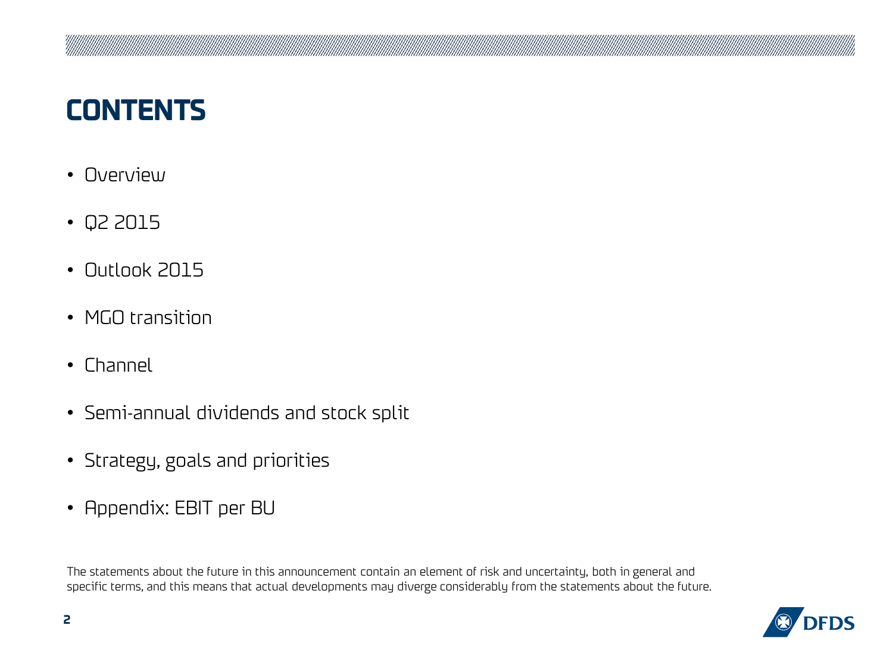# CONTENTS

- Overview
- Q2 2015
- Outlook 2015
- MGO transition
- Channel
- Semi-annual dividends and stock split
- Strategy, goals and priorities
- Appendix: EBIT per BU

The statements about the future in this announcement contain an element of risk and uncertainty, both in general and specific terms, and this means that actual developments may diverge considerably from the statements about the future.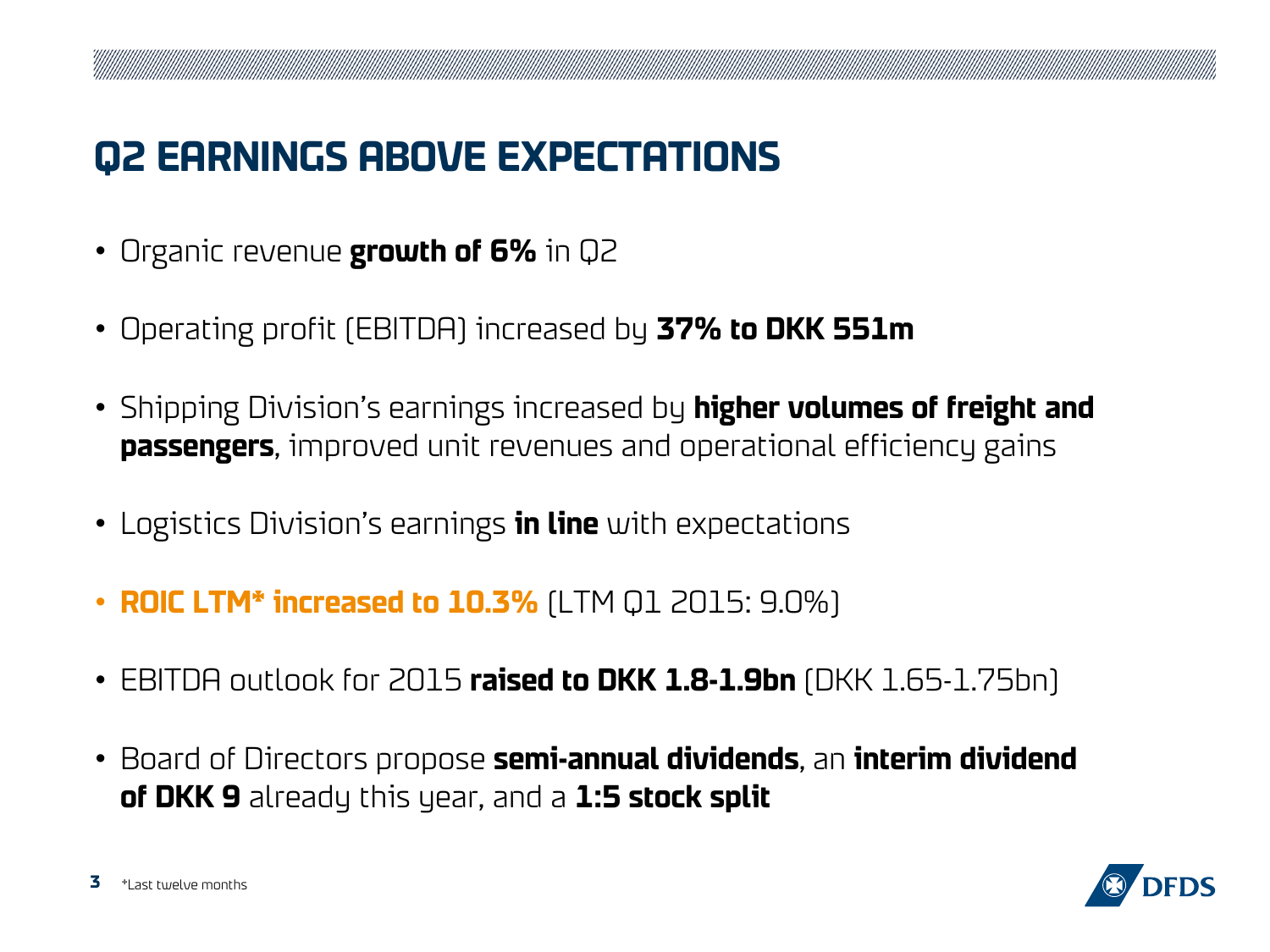# Q2 EARNINGS ABOVE EXPECTATIONS

- Organic revenue **growth of 6%** in Q2
- Operating profit (EBITDA) increased by **37% to DKK 551m**
- Shipping Division's earnings increased by **higher volumes of freight and passengers**, improved unit revenues and operational efficiency gains
- Logistics Division's earnings **in line** with expectations
- **ROIC LTM* increased to 10.3%** (LTM Q1 2015: 9.0%)
- EBITDA outlook for 2015 **raised to DKK 1.8-1.9bn** (DKK 1.65-1.75bn)
- Board of Directors propose **semi-annual dividends**, an **interim dividend of DKK 9** already this year, and a **1:5 stock split**

*Last twelve months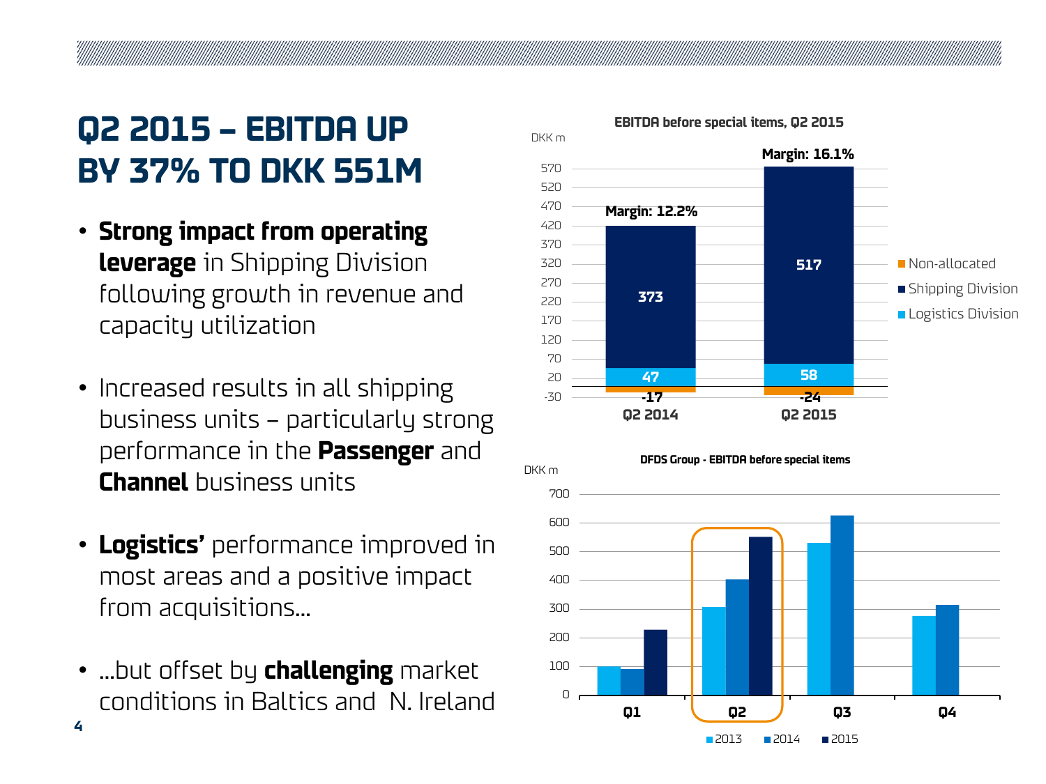# Q2 2015 – EBITDA UP BY 37% TO DKK 551M

- **Strong impact from operating leverage** in Shipping Division following growth in revenue and capacity utilization
- Increased results in all shipping business units – particularly strong performance in the **Passenger** and **Channel** business units
- **Logistics'** performance improved in most areas and a positive impact from acquisitions…
- …but offset by **challenging** market conditions in Baltics and N. Ireland

**EBITDA before special items, Q2 2015**

DKK m

| | Q2 2014 | Q2 2015 |
|---|---|---|
| Non-allocated | -17 | -24 |
| Shipping Division | 373 | 517 |
| Logistics Division | 47 | 58 |
| Margin | 12.2% | 16.1% |

**DFDS Group - EBITDA before special items**

DKK m (2013, 2014, 2015 by Q1, Q2, Q3, Q4)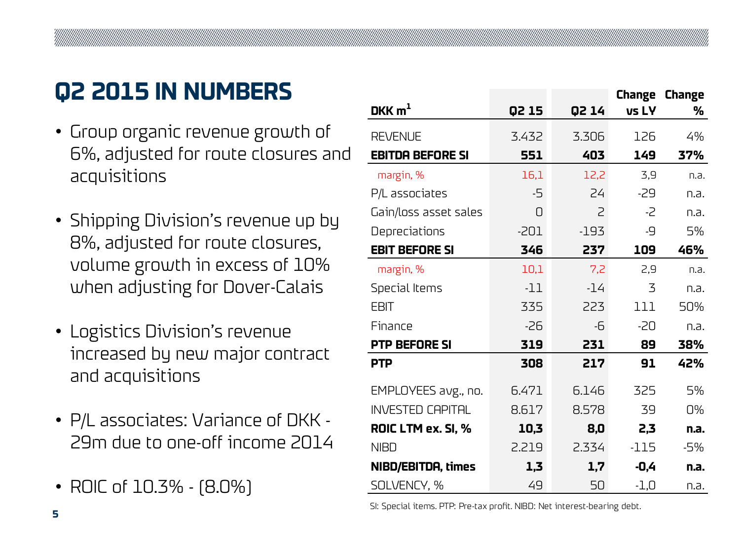# Q2 2015 IN NUMBERS

- Group organic revenue growth of 6%, adjusted for route closures and acquisitions
- Shipping Division's revenue up by 8%, adjusted for route closures, volume growth in excess of 10% when adjusting for Dover-Calais
- Logistics Division's revenue increased by new major contract and acquisitions
- P/L associates: Variance of DKK -29m due to one-off income 2014
- ROIC of 10.3% - (8.0%)

| DKK m[1] | Q2 15 | Q2 14 | Change vs LY | Change % |
|---|---|---|---|---|
| REVENUE | 3.432 | 3.306 | 126 | 4% |
| **EBITDA BEFORE SI** | **551** | **403** | **149** | **37%** |
| margin, % | 16,1 | 12,2 | 3,9 | n.a. |
| P/L associates | -5 | 24 | -29 | n.a. |
| Gain/loss asset sales | 0 | 2 | -2 | n.a. |
| Depreciations | -201 | -193 | -9 | 5% |
| **EBIT BEFORE SI** | **346** | **237** | **109** | **46%** |
| margin, % | 10,1 | 7,2 | 2,9 | n.a. |
| Special Items | -11 | -14 | 3 | n.a. |
| EBIT | 335 | 223 | 111 | 50% |
| Finance | -26 | -6 | -20 | n.a. |
| **PTP BEFORE SI** | **319** | **231** | **89** | **38%** |
| **PTP** | **308** | **217** | **91** | **42%** |
| EMPLOYEES avg., no. | 6.471 | 6.146 | 325 | 5% |
| INVESTED CAPITAL | 8.617 | 8.578 | 39 | 0% |
| **ROIC LTM ex. SI, %** | **10,3** | **8,0** | **2,3** | **n.a.** |
| NIBD | 2.219 | 2.334 | -115 | -5% |
| **NIBD/EBITDA, times** | **1,3** | **1,7** | **-0,4** | **n.a.** |
| SOLVENCY, % | 49 | 50 | -1,0 | n.a. |

SI: Special items. PTP: Pre-tax profit. NIBD: Net interest-bearing debt.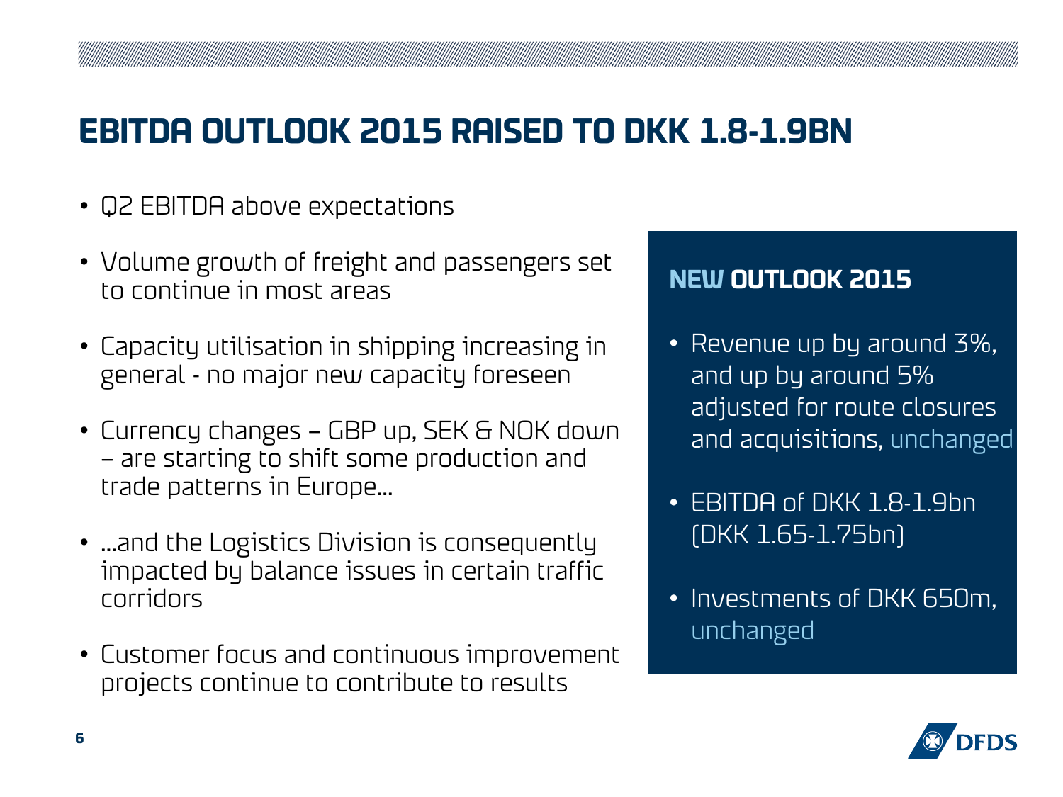# EBITDA OUTLOOK 2015 RAISED TO DKK 1.8-1.9BN

- Q2 EBITDA above expectations
- Volume growth of freight and passengers set to continue in most areas
- Capacity utilisation in shipping increasing in general - no major new capacity foreseen
- Currency changes – GBP up, SEK & NOK down – are starting to shift some production and trade patterns in Europe...
- ...and the Logistics Division is consequently impacted by balance issues in certain traffic corridors
- Customer focus and continuous improvement projects continue to contribute to results

## NEW OUTLOOK 2015

- Revenue up by around 3%, and up by around 5% adjusted for route closures and acquisitions, unchanged
- EBITDA of DKK 1.8-1.9bn (DKK 1.65-1.75bn)
- Investments of DKK 650m, unchanged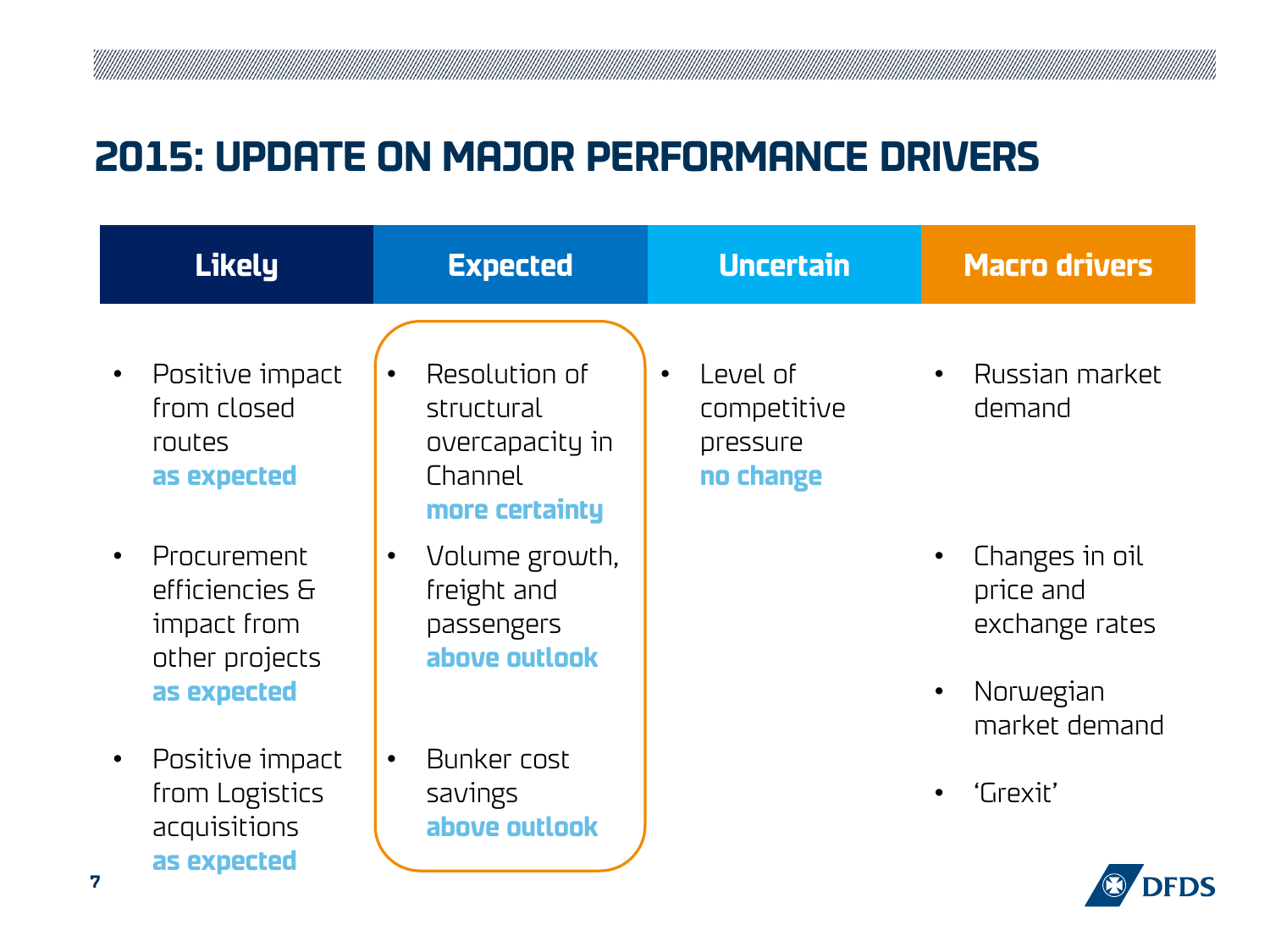# 2015: UPDATE ON MAJOR PERFORMANCE DRIVERS

| Likely | Expected | Uncertain | Macro drivers |
|---|---|---|---|
| • Positive impact from closed routes **as expected** | • Resolution of structural overcapacity in Channel **more certainty** | • Level of competitive pressure **no change** | • Russian market demand |
| • Procurement efficiencies & impact from other projects **as expected** | • Volume growth, freight and passengers **above outlook** | | • Changes in oil price and exchange rates |
| | | | • Norwegian market demand |
| • Positive impact from Logistics acquisitions **as expected** | • Bunker cost savings **above outlook** | | • 'Grexit' |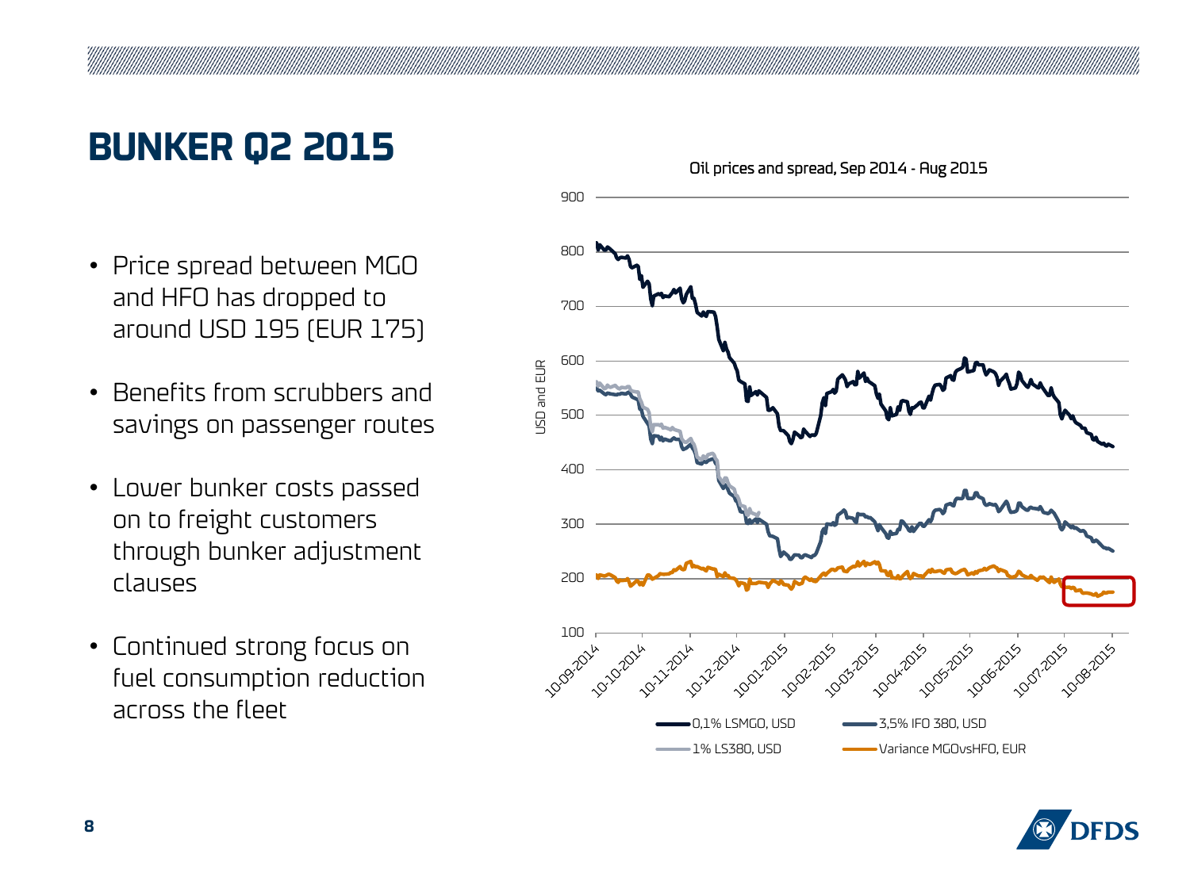# BUNKER Q2 2015

- Price spread between MGO and HFO has dropped to around USD 195 (EUR 175)
- Benefits from scrubbers and savings on passenger routes
- Lower bunker costs passed on to freight customers through bunker adjustment clauses
- Continued strong focus on fuel consumption reduction across the fleet

Oil prices and spread, Sep 2014 - Aug 2015

USD and EUR

0,1% LSMGO, USD · 3,5% IFO 380, USD · 1% LS380, USD · Variance MGOvsHFO, EUR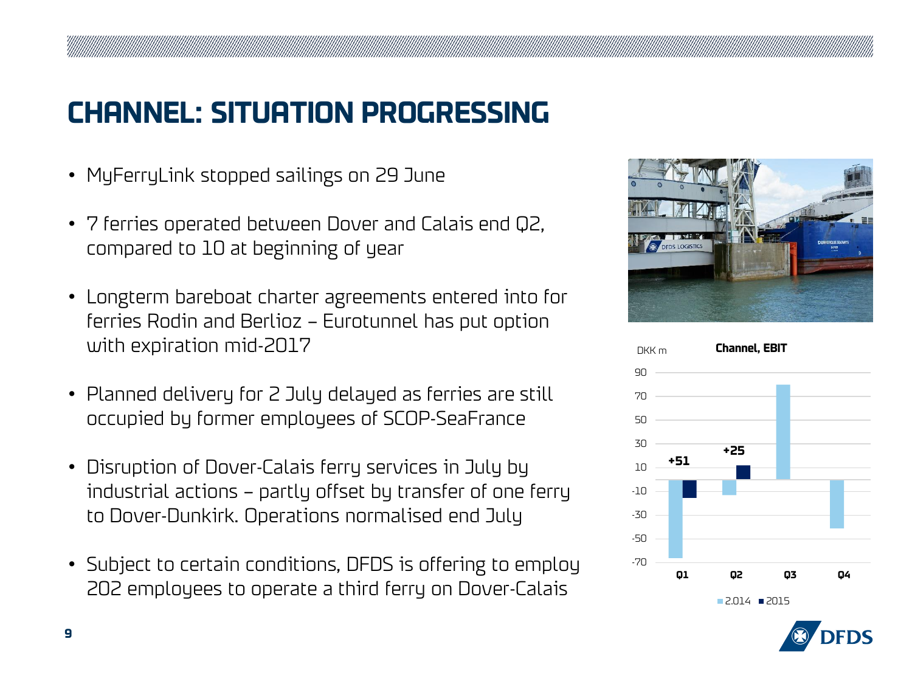# CHANNEL: SITUATION PROGRESSING

- MyFerryLink stopped sailings on 29 June
- 7 ferries operated between Dover and Calais end Q2, compared to 10 at beginning of year
- Longterm bareboat charter agreements entered into for ferries Rodin and Berlioz – Eurotunnel has put option with expiration mid-2017
- Planned delivery for 2 July delayed as ferries are still occupied by former employees of SCOP-SeaFrance
- Disruption of Dover-Calais ferry services in July by industrial actions – partly offset by transfer of one ferry to Dover-Dunkirk. Operations normalised end July
- Subject to certain conditions, DFDS is offering to employ 202 employees to operate a third ferry on Dover-Calais

**Channel, EBIT**

DKK m

| | Q1 | Q2 | Q3 | Q4 |
|---|---|---|---|---|
| Change 2015 vs 2014 | +51 | +25 | | |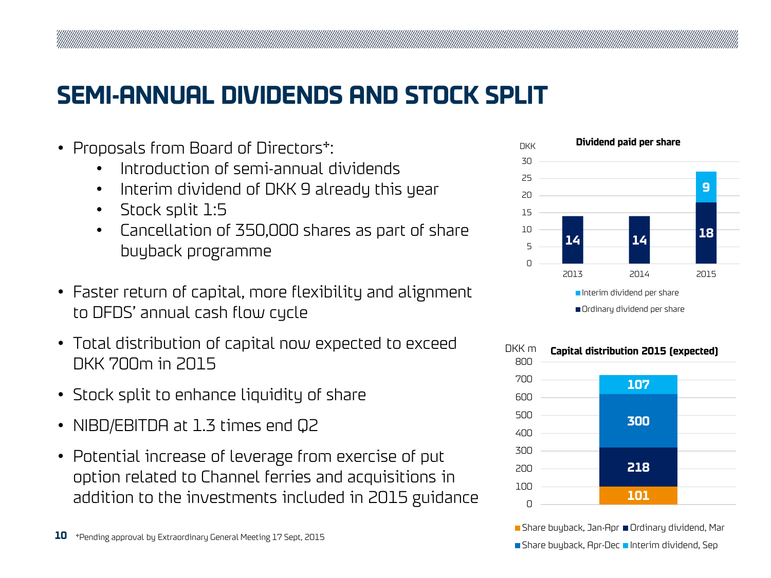# SEMI-ANNUAL DIVIDENDS AND STOCK SPLIT

- Proposals from Board of Directors*:
  - Introduction of semi-annual dividends
  - Interim dividend of DKK 9 already this year
  - Stock split 1:5
  - Cancellation of 350,000 shares as part of share buyback programme
- Faster return of capital, more flexibility and alignment to DFDS' annual cash flow cycle
- Total distribution of capital now expected to exceed DKK 700m in 2015
- Stock split to enhance liquidity of share
- NIBD/EBITDA at 1.3 times end Q2
- Potential increase of leverage from exercise of put option related to Channel ferries and acquisitions in addition to the investments included in 2015 guidance

**Dividend paid per share** (DKK)

| | 2013 | 2014 | 2015 |
|---|---|---|---|
| Ordinary dividend per share | 14 | 14 | 18 |
| Interim dividend per share | | | 9 |

**Capital distribution 2015 (expected)** (DKK m)

| Component | DKK m |
|---|---|
| Share buyback, Jan-Apr | 101 |
| Ordinary dividend, Mar | 218 |
| Share buyback, Apr-Dec | 300 |
| Interim dividend, Sep | 107 |

*Pending approval by Extraordinary General Meeting 17 Sept, 2015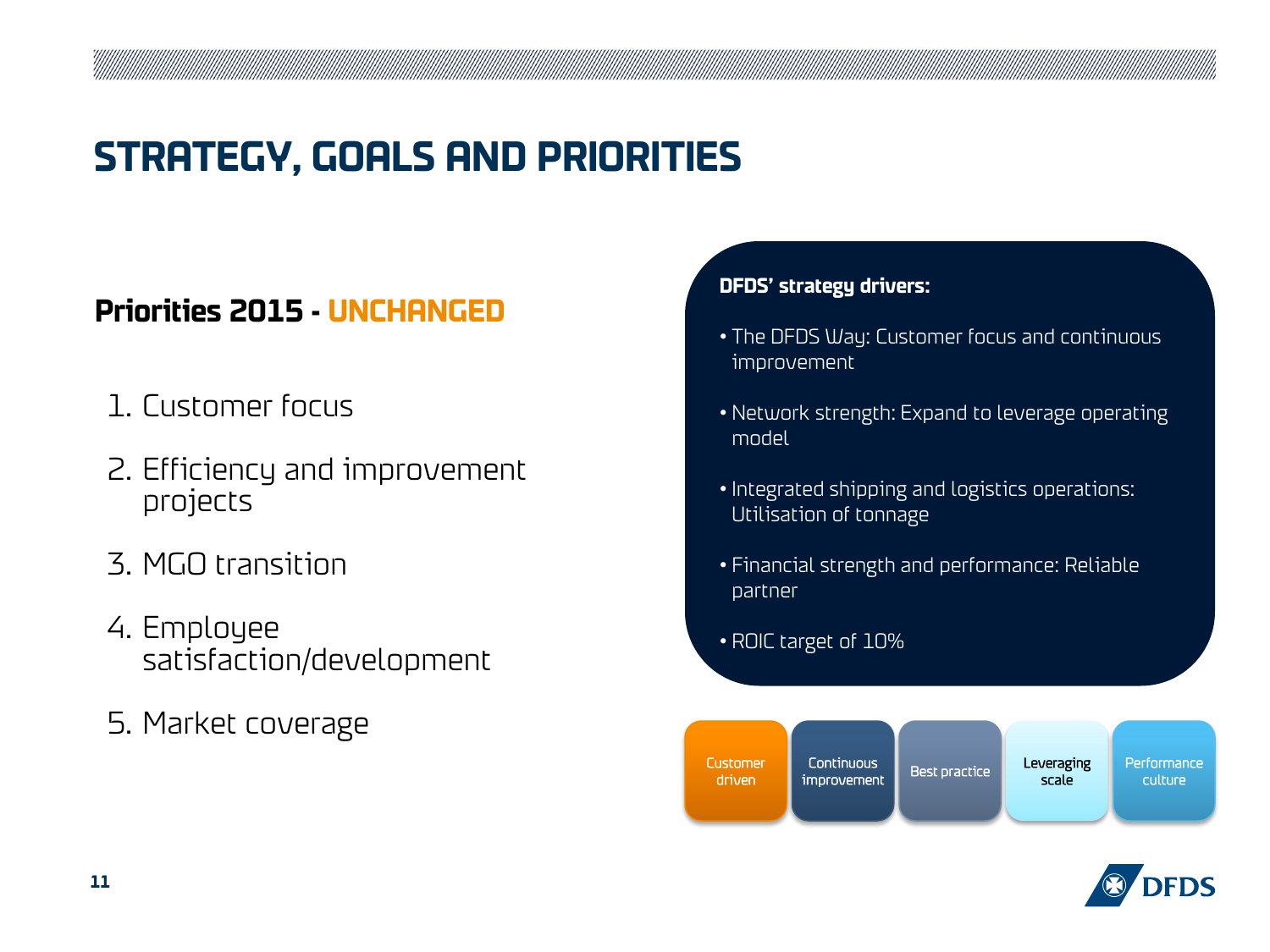# STRATEGY, GOALS AND PRIORITIES

## Priorities 2015 - UNCHANGED

1. Customer focus
2. Efficiency and improvement projects
3. MGO transition
4. Employee satisfaction/development
5. Market coverage

**DFDS' strategy drivers:**

- The DFDS Way: Customer focus and continuous improvement
- Network strength: Expand to leverage operating model
- Integrated shipping and logistics operations: Utilisation of tonnage
- Financial strength and performance: Reliable partner
- ROIC target of 10%

| Customer driven | Continuous improvement | Best practice | Leveraging scale | Performance culture |
| --- | --- | --- | --- | --- |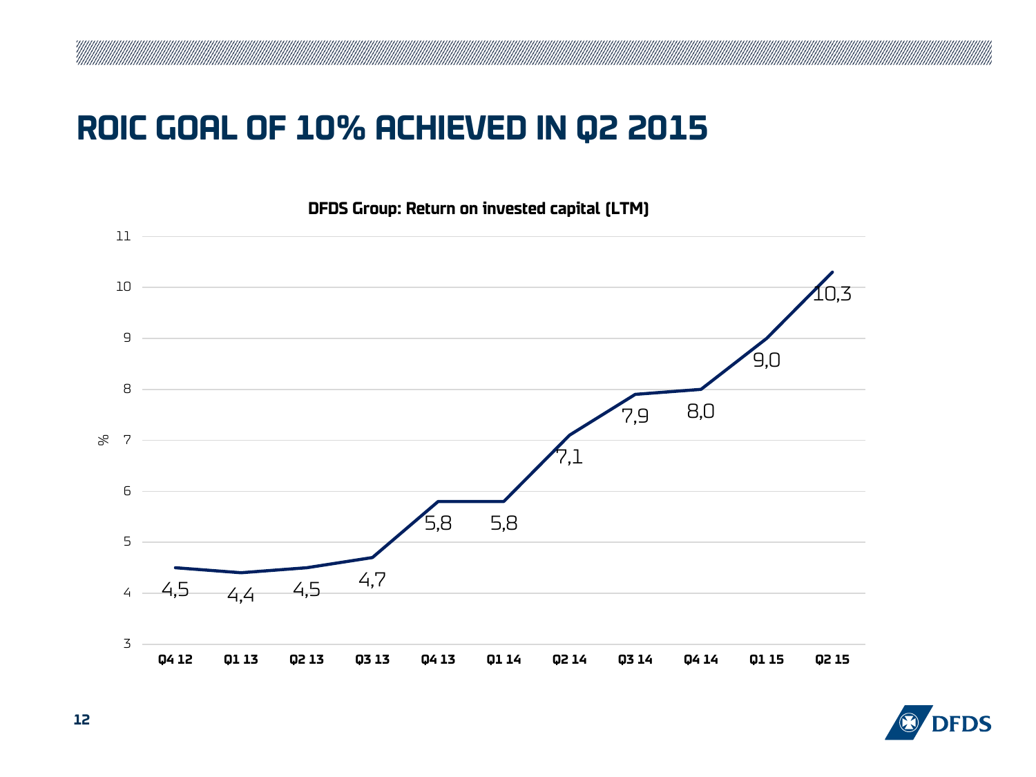# ROIC GOAL OF 10% ACHIEVED IN Q2 2015

**DFDS Group: Return on invested capital (LTM)**

| Quarter | % |
|---|---|
| Q4 12 | 4,5 |
| Q1 13 | 4,4 |
| Q2 13 | 4,5 |
| Q3 13 | 4,7 |
| Q4 13 | 5,8 |
| Q1 14 | 5,8 |
| Q2 14 | 7,1 |
| Q3 14 | 7,9 |
| Q4 14 | 8,0 |
| Q1 15 | 9,0 |
| Q2 15 | 10,3 |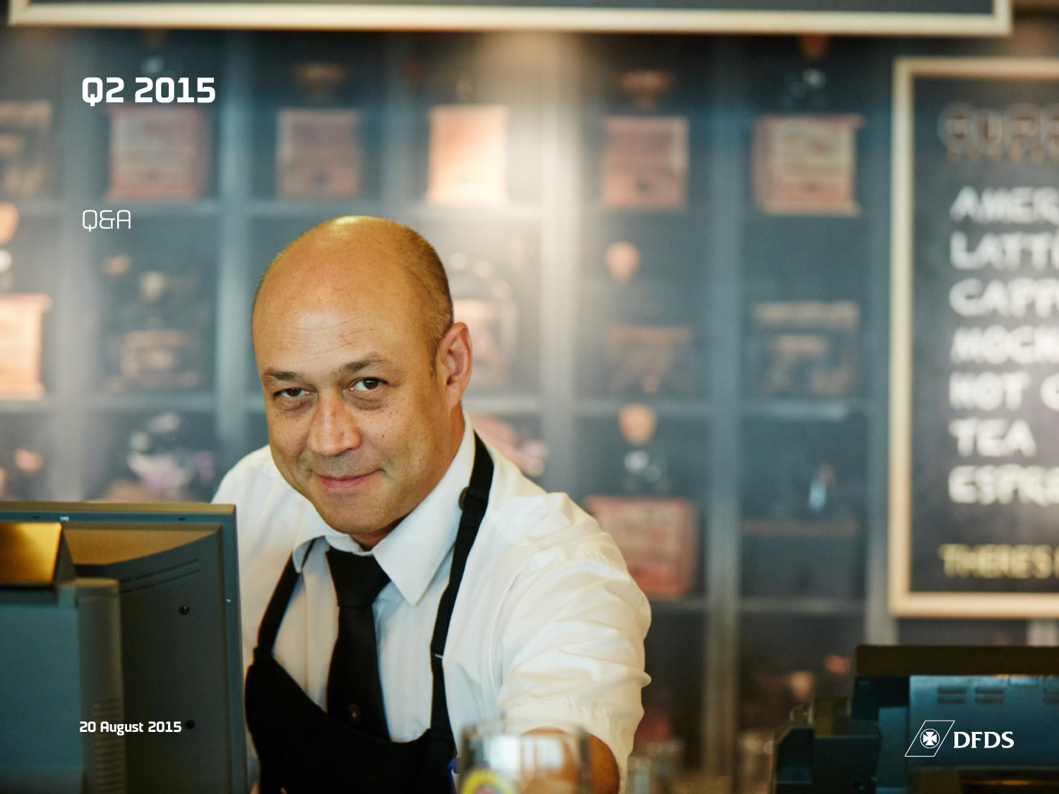# Q2 2015

Q&A

20 August 2015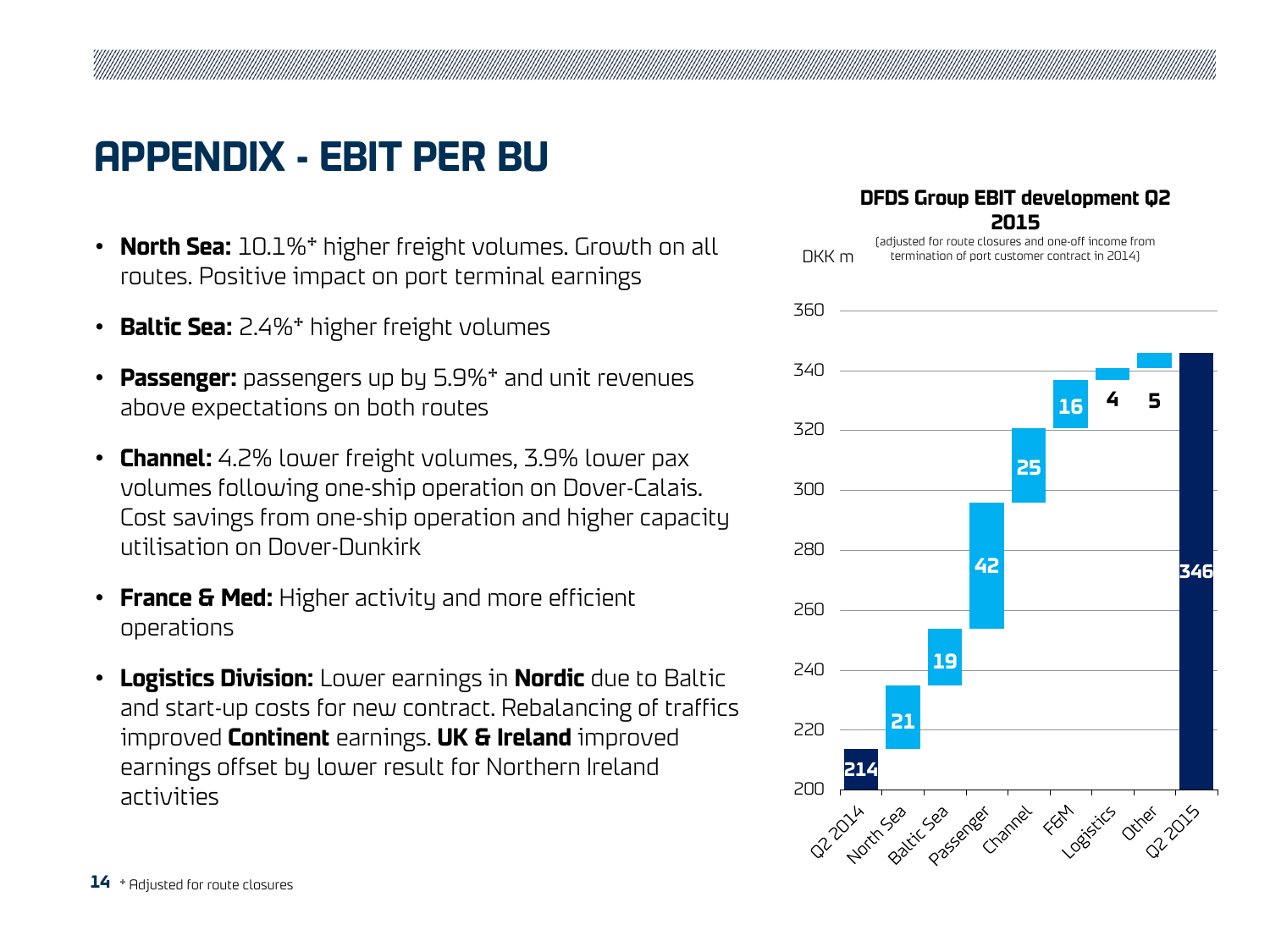# APPENDIX - EBIT PER BU

- **North Sea:** 10.1%* higher freight volumes. Growth on all routes. Positive impact on port terminal earnings
- **Baltic Sea:** 2.4%* higher freight volumes
- **Passenger:** passengers up by 5.9%* and unit revenues above expectations on both routes
- **Channel:** 4.2% lower freight volumes, 3.9% lower pax volumes following one-ship operation on Dover-Calais. Cost savings from one-ship operation and higher capacity utilisation on Dover-Dunkirk
- **France & Med:** Higher activity and more efficient operations
- **Logistics Division:** Lower earnings in **Nordic** due to Baltic and start-up costs for new contract. Rebalancing of traffics improved **Continent** earnings. **UK & Ireland** improved earnings offset by lower result for Northern Ireland activities

**DFDS Group EBIT development Q2 2015**

(adjusted for route closures and one-off income from termination of port customer contract in 2014)

DKK m

360
340
320
300
280
260
240
220
200

214
21
19
42
25
16
4
5
346

Q2 2014
North Sea
Baltic Sea
Passenger
Channel
F&M
Logistics
Other
Q2 2015

* Adjusted for route closures